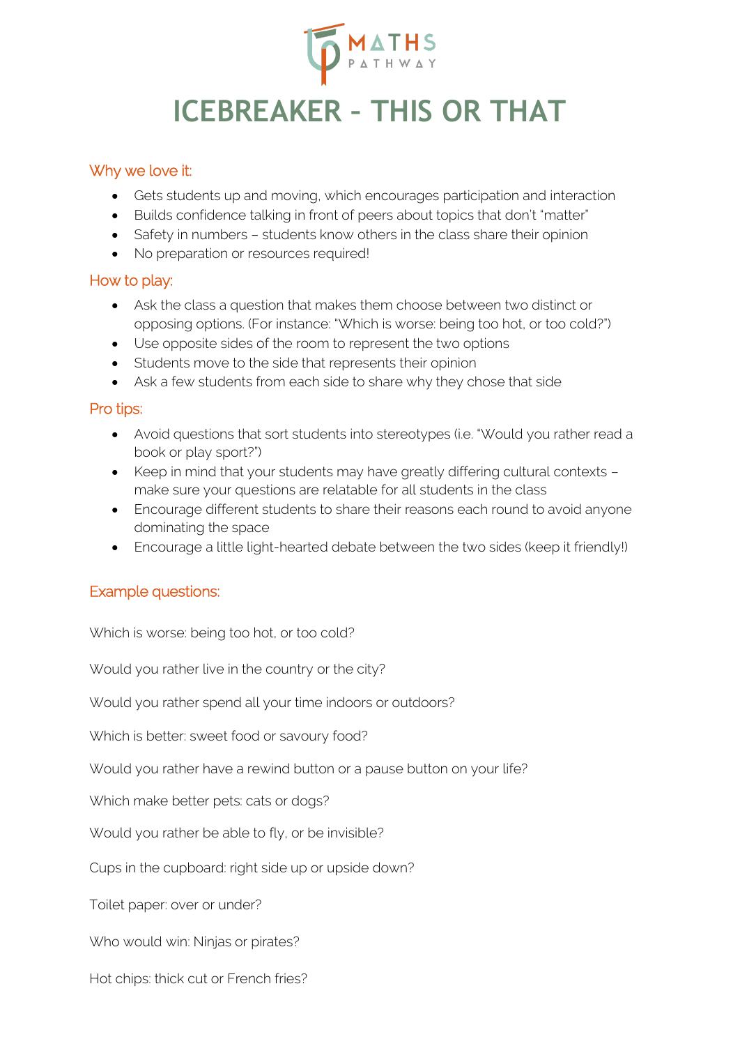MATHS PATHWAY

# ICEBREAKER – THIS OR THAT

## Why we love it:

- Gets students up and moving, which encourages participation and interaction
- Builds confidence talking in front of peers about topics that don't "matter"
- Safety in numbers – students know others in the class share their opinion
- No preparation or resources required!

## How to play:

- Ask the class a question that makes them choose between two distinct or opposing options. (For instance: "Which is worse: being too hot, or too cold?")
- Use opposite sides of the room to represent the two options
- Students move to the side that represents their opinion
- Ask a few students from each side to share why they chose that side

## Pro tips:

- Avoid questions that sort students into stereotypes (i.e. "Would you rather read a book or play sport?")
- Keep in mind that your students may have greatly differing cultural contexts – make sure your questions are relatable for all students in the class
- Encourage different students to share their reasons each round to avoid anyone dominating the space
- Encourage a little light-hearted debate between the two sides (keep it friendly!)

## Example questions:

Which is worse: being too hot, or too cold?

Would you rather live in the country or the city?

Would you rather spend all your time indoors or outdoors?

Which is better: sweet food or savoury food?

Would you rather have a rewind button or a pause button on your life?

Which make better pets: cats or dogs?

Would you rather be able to fly, or be invisible?

Cups in the cupboard: right side up or upside down?

Toilet paper: over or under?

Who would win: Ninjas or pirates?

Hot chips: thick cut or French fries?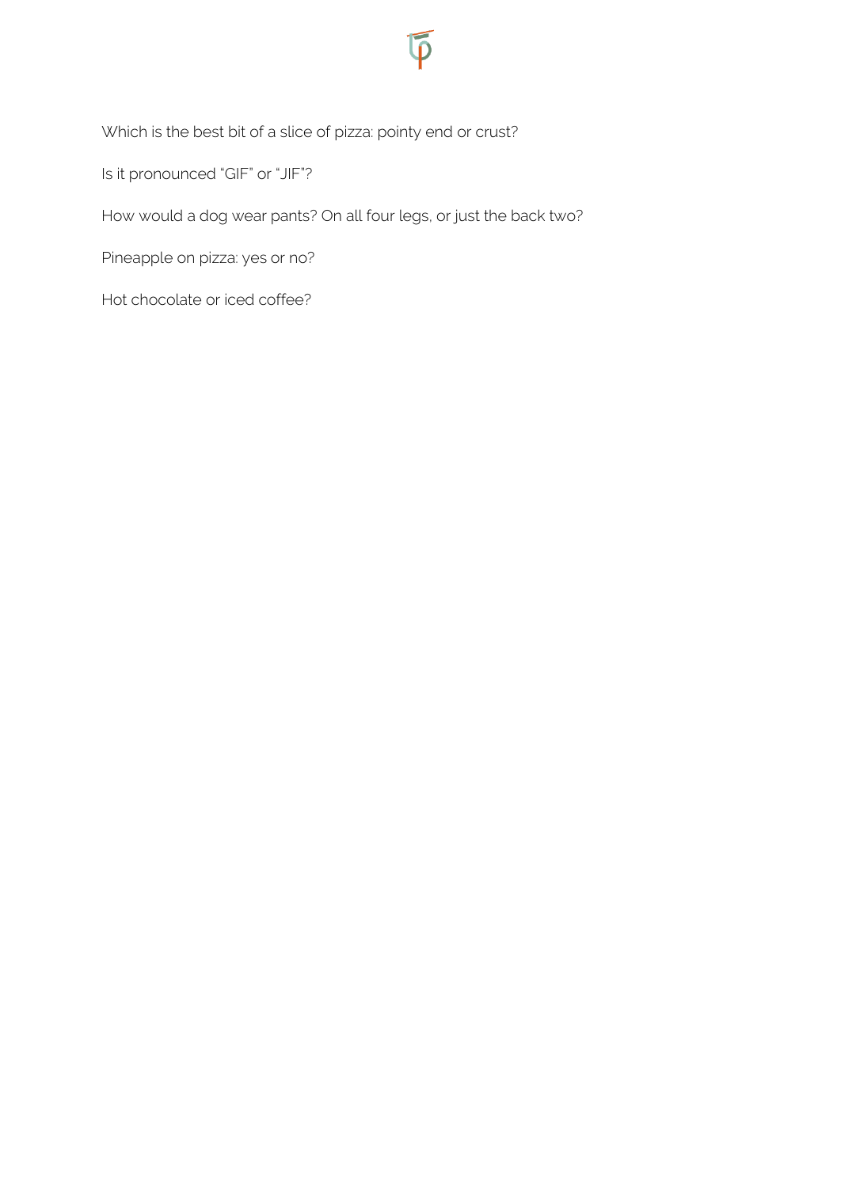Which is the best bit of a slice of pizza: pointy end or crust?

Is it pronounced "GIF" or "JIF"?

How would a dog wear pants? On all four legs, or just the back two?

Pineapple on pizza: yes or no?

Hot chocolate or iced coffee?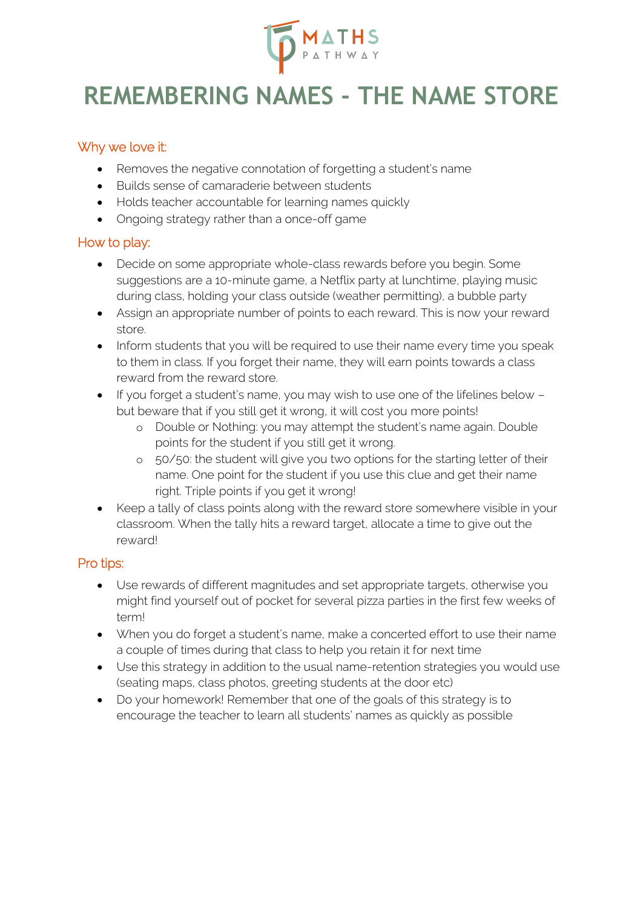# REMEMBERING NAMES - THE NAME STORE

## Why we love it:

- Removes the negative connotation of forgetting a student's name
- Builds sense of camaraderie between students
- Holds teacher accountable for learning names quickly
- Ongoing strategy rather than a once-off game

## How to play:

- Decide on some appropriate whole-class rewards before you begin. Some suggestions are a 10-minute game, a Netflix party at lunchtime, playing music during class, holding your class outside (weather permitting), a bubble party
- Assign an appropriate number of points to each reward. This is now your reward store.
- Inform students that you will be required to use their name every time you speak to them in class. If you forget their name, they will earn points towards a class reward from the reward store.
- If you forget a student's name, you may wish to use one of the lifelines below – but beware that if you still get it wrong, it will cost you more points!
    - Double or Nothing: you may attempt the student's name again. Double points for the student if you still get it wrong.
    - 50/50: the student will give you two options for the starting letter of their name. One point for the student if you use this clue and get their name right. Triple points if you get it wrong!
- Keep a tally of class points along with the reward store somewhere visible in your classroom. When the tally hits a reward target, allocate a time to give out the reward!

## Pro tips:

- Use rewards of different magnitudes and set appropriate targets, otherwise you might find yourself out of pocket for several pizza parties in the first few weeks of term!
- When you do forget a student's name, make a concerted effort to use their name a couple of times during that class to help you retain it for next time
- Use this strategy in addition to the usual name-retention strategies you would use (seating maps, class photos, greeting students at the door etc)
- Do your homework! Remember that one of the goals of this strategy is to encourage the teacher to learn all students' names as quickly as possible